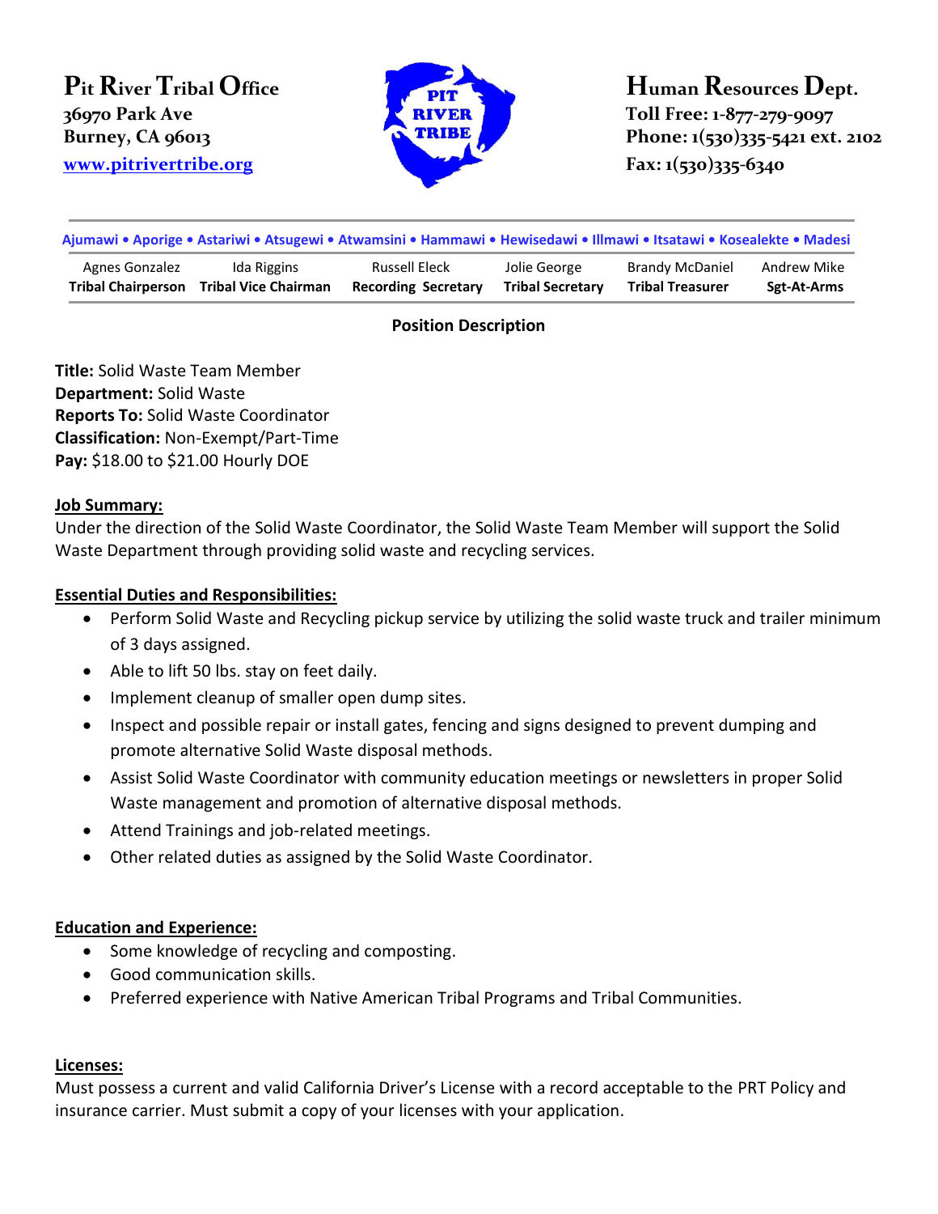**Pit River Tribal Office**
36970 Park Ave
Burney, CA 96013
www.pitrivertribe.org

**Human Resources Dept.**
Toll Free: 1-877-279-9097
Phone: 1(530)335-5421 ext. 2102
Fax: 1(530)335-6340

Ajumawi • Aporige • Astariwi • Atsugewi • Atwamsini • Hammawi • Hewisedawi • Illmawi • Itsatawi • Kosealekte • Madesi

| Agnes Gonzalez | Ida Riggins | Russell Eleck | Jolie George | Brandy McDaniel | Andrew Mike |
|---|---|---|---|---|---|
| **Tribal Chairperson** | **Tribal Vice Chairman** | **Recording Secretary** | **Tribal Secretary** | **Tribal Treasurer** | **Sgt-At-Arms** |

## Position Description

**Title:** Solid Waste Team Member
**Department:** Solid Waste
**Reports To:** Solid Waste Coordinator
**Classification:** Non-Exempt/Part-Time
**Pay:** $18.00 to $21.00 Hourly DOE

**Job Summary:**
Under the direction of the Solid Waste Coordinator, the Solid Waste Team Member will support the Solid Waste Department through providing solid waste and recycling services.

**Essential Duties and Responsibilities:**

- Perform Solid Waste and Recycling pickup service by utilizing the solid waste truck and trailer minimum of 3 days assigned.
- Able to lift 50 lbs. stay on feet daily.
- Implement cleanup of smaller open dump sites.
- Inspect and possible repair or install gates, fencing and signs designed to prevent dumping and promote alternative Solid Waste disposal methods.
- Assist Solid Waste Coordinator with community education meetings or newsletters in proper Solid Waste management and promotion of alternative disposal methods.
- Attend Trainings and job-related meetings.
- Other related duties as assigned by the Solid Waste Coordinator.

**Education and Experience:**

- Some knowledge of recycling and composting.
- Good communication skills.
- Preferred experience with Native American Tribal Programs and Tribal Communities.

**Licenses:**
Must possess a current and valid California Driver's License with a record acceptable to the PRT Policy and insurance carrier. Must submit a copy of your licenses with your application.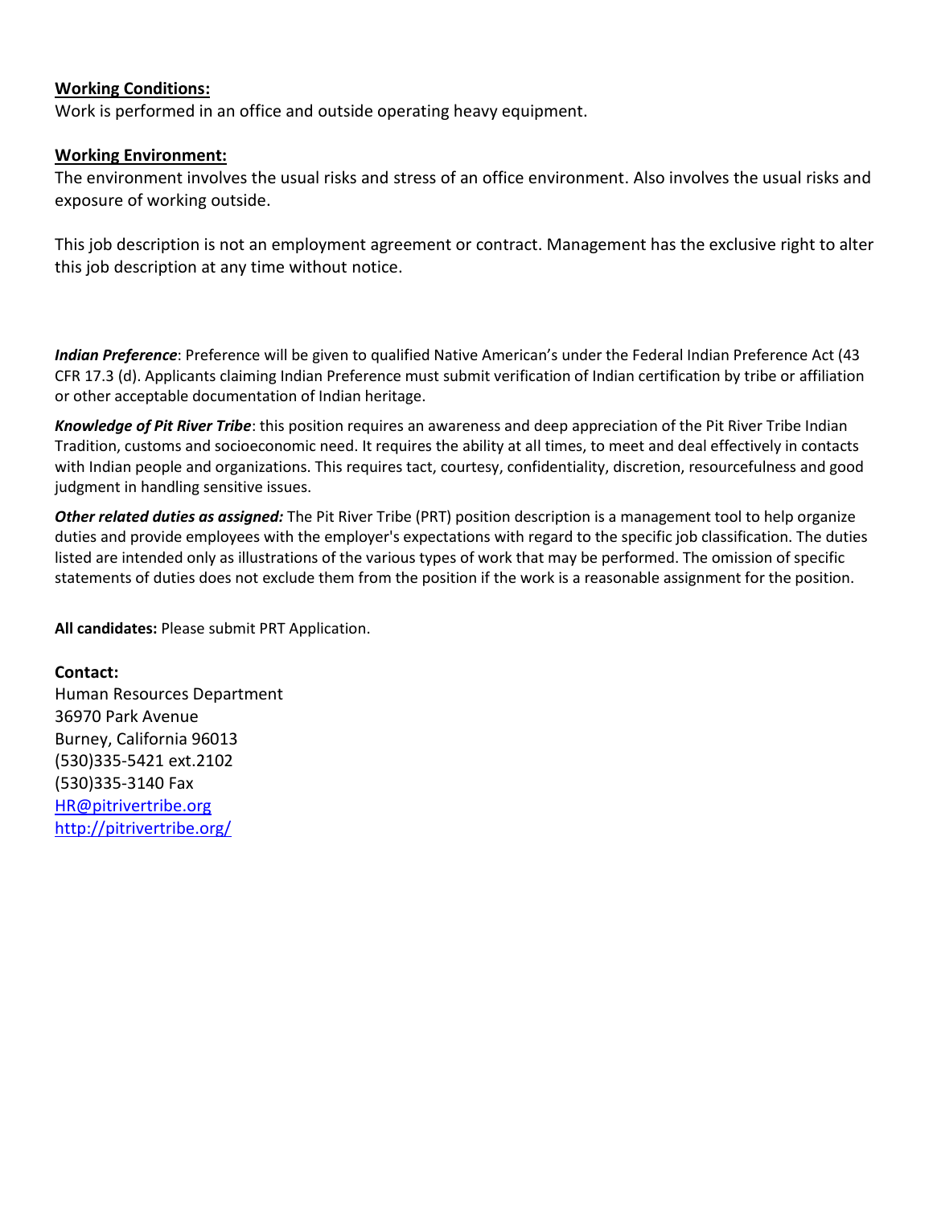**Working Conditions:**

Work is performed in an office and outside operating heavy equipment.

**Working Environment:**

The environment involves the usual risks and stress of an office environment. Also involves the usual risks and exposure of working outside.

This job description is not an employment agreement or contract. Management has the exclusive right to alter this job description at any time without notice.

***Indian Preference***: Preference will be given to qualified Native American's under the Federal Indian Preference Act (43 CFR 17.3 (d). Applicants claiming Indian Preference must submit verification of Indian certification by tribe or affiliation or other acceptable documentation of Indian heritage.

***Knowledge of Pit River Tribe***: this position requires an awareness and deep appreciation of the Pit River Tribe Indian Tradition, customs and socioeconomic need. It requires the ability at all times, to meet and deal effectively in contacts with Indian people and organizations. This requires tact, courtesy, confidentiality, discretion, resourcefulness and good judgment in handling sensitive issues.

***Other related duties as assigned:*** The Pit River Tribe (PRT) position description is a management tool to help organize duties and provide employees with the employer's expectations with regard to the specific job classification. The duties listed are intended only as illustrations of the various types of work that may be performed. The omission of specific statements of duties does not exclude them from the position if the work is a reasonable assignment for the position.

**All candidates:** Please submit PRT Application.

**Contact:**
Human Resources Department
36970 Park Avenue
Burney, California 96013
(530)335-5421 ext.2102
(530)335-3140 Fax
[HR@pitrivertribe.org](mailto:HR@pitrivertribe.org)
[http://pitrivertribe.org/](http://pitrivertribe.org/)